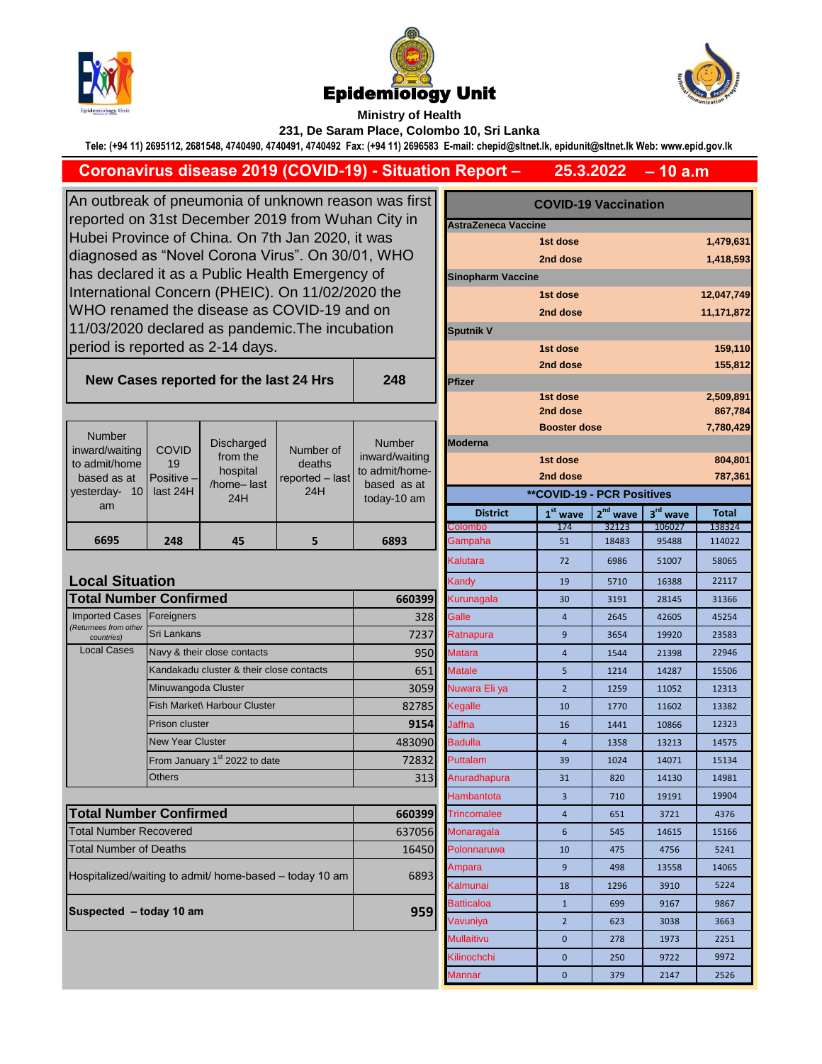# Epidemiology Unit

**Ministry of Health**

**231, De Saram Place, Colombo 10, Sri Lanka**

**Tele: (+94 11) 2695112, 2681548, 4740490, 4740491, 4740492 Fax: (+94 11) 2696583 E-mail: chepid@sltnet.lk, epidunit@sltnet.lk Web: www.epid.gov.lk**

## Coronavirus disease 2019 (COVID-19) - Situation Report – 25.3.2022 – 10 a.m

An outbreak of pneumonia of unknown reason was first reported on 31st December 2019 from Wuhan City in Hubei Province of China. On 7th Jan 2020, it was diagnosed as "Novel Corona Virus". On 30/01, WHO has declared it as a Public Health Emergency of International Concern (PHEIC). On 11/02/2020 the WHO renamed the disease as COVID-19 and on 11/03/2020 declared as pandemic.The incubation period is reported as 2-14 days.

| | |
|---|---|
| **New Cases reported for the last 24 Hrs** | **248** |

| Number inward/waiting to admit/home based as at yesterday- 10 am | COVID 19 Positive – last 24H | Discharged from the hospital /home– last 24H | Number of deaths reported – last 24H | Number inward/waiting to admit/home-based as at today-10 am |
|---|---|---|---|---|
| **6695** | **248** | **45** | **5** | **6893** |

### Local Situation

| **Total Number Confirmed** | | **660399** |
|---|---|---|
| Imported Cases (Returnees from other countries) | Foreigners | 328 |
| | Sri Lankans | 7237 |
| Local Cases | Navy & their close contacts | 950 |
| | Kandakadu cluster & their close contacts | 651 |
| | Minuwangoda Cluster | 3059 |
| | Fish Market\ Harbour Cluster | 82785 |
| | Prison cluster | 9154 |
| | New Year Cluster | 483090 |
| | From January 1st 2022 to date | 72832 |
| | Others | 313 |

| **Total Number Confirmed** | **660399** |
|---|---|
| Total Number Recovered | 637056 |
| Total Number of Deaths | 16450 |
| Hospitalized/waiting to admit/ home-based – today 10 am | 6893 |
| **Suspected – today 10 am** | **959** |

### COVID-19 Vaccination

| Vaccine | Dose | Number |
|---|---|---|
| **AstraZeneca Vaccine** | | |
| | 1st dose | 1,479,631 |
| | 2nd dose | 1,418,593 |
| **Sinopharm Vaccine** | | |
| | 1st dose | 12,047,749 |
| | 2nd dose | 11,171,872 |
| **Sputnik V** | | |
| | 1st dose | 159,110 |
| | 2nd dose | 155,812 |
| **Pfizer** | | |
| | 1st dose | 2,509,891 |
| | 2nd dose | 867,784 |
| | Booster dose | 7,780,429 |
| **Moderna** | | |
| | 1st dose | 804,801 |
| | 2nd dose | 787,361 |

### **COVID-19 - PCR Positives

| District | 1st wave | 2nd wave | 3rd wave | Total |
|---|---|---|---|---|
| Colombo | 174 | 32123 | 106027 | 138324 |
| Gampaha | 51 | 18483 | 95488 | 114022 |
| Kalutara | 72 | 6986 | 51007 | 58065 |
| Kandy | 19 | 5710 | 16388 | 22117 |
| Kurunagala | 30 | 3191 | 28145 | 31366 |
| Galle | 4 | 2645 | 42605 | 45254 |
| Ratnapura | 9 | 3654 | 19920 | 23583 |
| Matara | 4 | 1544 | 21398 | 22946 |
| Matale | 5 | 1214 | 14287 | 15506 |
| Nuwara Eli ya | 2 | 1259 | 11052 | 12313 |
| Kegalle | 10 | 1770 | 11602 | 13382 |
| Jaffna | 16 | 1441 | 10866 | 12323 |
| Badulla | 4 | 1358 | 13213 | 14575 |
| Puttalam | 39 | 1024 | 14071 | 15134 |
| Anuradhapura | 31 | 820 | 14130 | 14981 |
| Hambantota | 3 | 710 | 19191 | 19904 |
| Trincomalee | 4 | 651 | 3721 | 4376 |
| Monaragala | 6 | 545 | 14615 | 15166 |
| Polonnaruwa | 10 | 475 | 4756 | 5241 |
| Ampara | 9 | 498 | 13558 | 14065 |
| Kalmunai | 18 | 1296 | 3910 | 5224 |
| Batticaloa | 1 | 699 | 9167 | 9867 |
| Vavuniya | 2 | 623 | 3038 | 3663 |
| Mullaitivu | 0 | 278 | 1973 | 2251 |
| Kilinochchi | 0 | 250 | 9722 | 9972 |
| Mannar | 0 | 379 | 2147 | 2526 |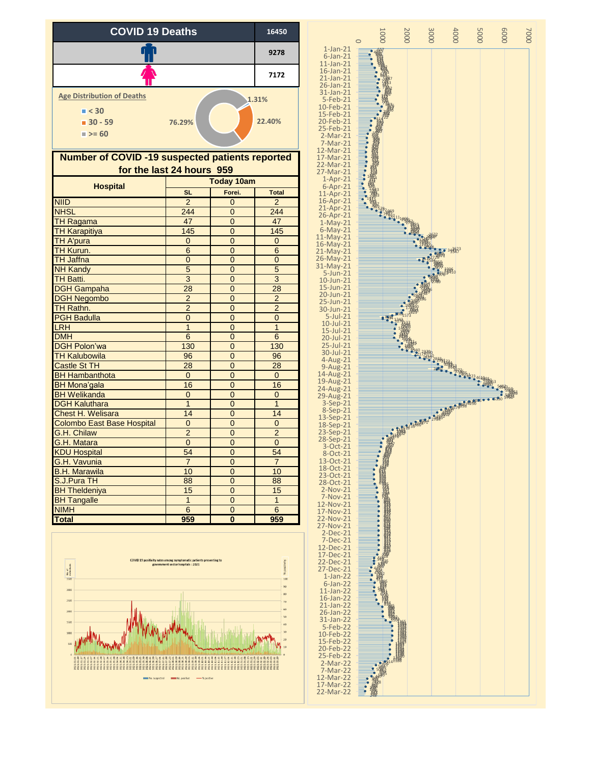| COVID 19 Deaths | 16450 |
|---|---|
| Male | 9278 |
| Female | 7172 |

**Age Distribution of Deaths**

- < 30
- 30 - 59
- >= 60

1.31%
22.40%
76.29%

## Number of COVID -19 suspected patients reported for the last 24 hours 959

| Hospital | Today 10am | | |
|---|---|---|---|
| | SL | Forei. | Total |
| NIID | 2 | 0 | 2 |
| NHSL | 244 | 0 | 244 |
| TH Ragama | 47 | 0 | 47 |
| TH Karapitiya | 145 | 0 | 145 |
| TH A'pura | 0 | 0 | 0 |
| TH Kurun. | 6 | 0 | 6 |
| TH Jaffna | 0 | 0 | 0 |
| NH Kandy | 5 | 0 | 5 |
| TH Batti. | 3 | 0 | 3 |
| DGH Gampaha | 28 | 0 | 28 |
| DGH Negombo | 2 | 0 | 2 |
| TH Rathn. | 2 | 0 | 2 |
| PGH Badulla | 0 | 0 | 0 |
| LRH | 1 | 0 | 1 |
| DMH | 6 | 0 | 6 |
| DGH Polon'wa | 130 | 0 | 130 |
| TH Kalubowila | 96 | 0 | 96 |
| Castle St TH | 28 | 0 | 28 |
| BH Hambanthota | 0 | 0 | 0 |
| BH Mona'gala | 16 | 0 | 16 |
| BH Welikanda | 0 | 0 | 0 |
| DGH Kaluthara | 1 | 0 | 1 |
| Chest H. Welisara | 14 | 0 | 14 |
| Colombo East Base Hospital | 0 | 0 | 0 |
| G.H. Chilaw | 2 | 0 | 2 |
| G.H. Matara | 0 | 0 | 0 |
| KDU Hospital | 54 | 0 | 54 |
| G.H. Vavunia | 7 | 0 | 7 |
| B.H. Marawila | 10 | 0 | 10 |
| S.J.Pura TH | 88 | 0 | 88 |
| BH Theldeniya | 15 | 0 | 15 |
| BH Tangalle | 1 | 0 | 1 |
| NIMH | 6 | 0 | 6 |
| **Total** | **959** | **0** | **959** |

COVID 19 positivity rates among symptomatic patients presenting to government sector hospitals : 2021

No. suspected
No. positive
% positive